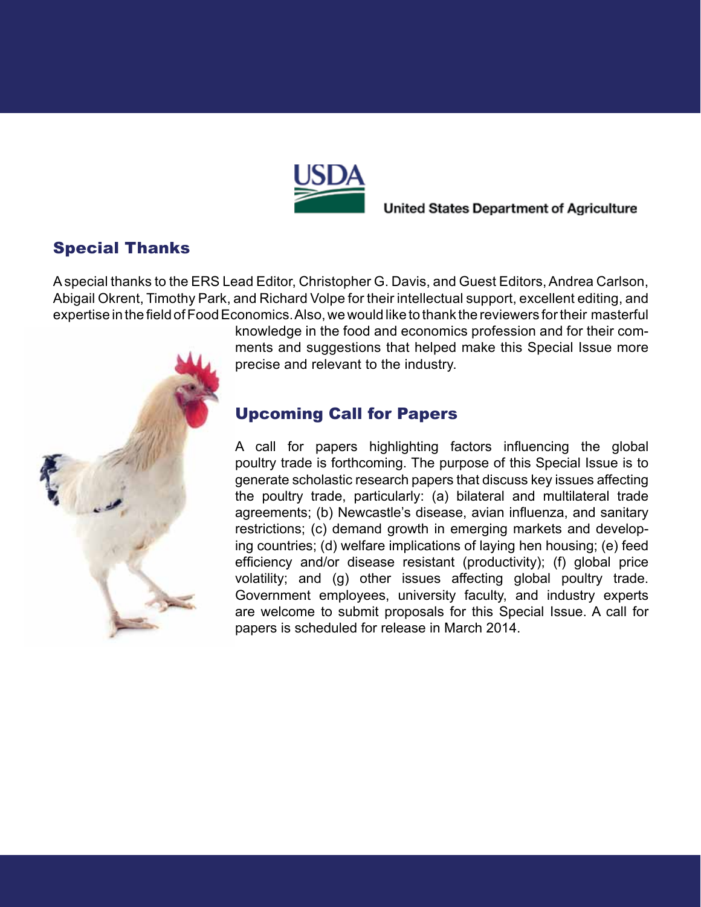United States Department of Agriculture

## Special Thanks

A special thanks to the ERS Lead Editor, Christopher G. Davis, and Guest Editors, Andrea Carlson, Abigail Okrent, Timothy Park, and Richard Volpe for their intellectual support, excellent editing, and expertise in the field of Food Economics. Also, we would like to thank the reviewers for their masterful knowledge in the food and economics profession and for their comments and suggestions that helped make this Special Issue more precise and relevant to the industry.

## Upcoming Call for Papers

A call for papers highlighting factors influencing the global poultry trade is forthcoming. The purpose of this Special Issue is to generate scholastic research papers that discuss key issues affecting the poultry trade, particularly: (a) bilateral and multilateral trade agreements; (b) Newcastle's disease, avian influenza, and sanitary restrictions; (c) demand growth in emerging markets and developing countries; (d) welfare implications of laying hen housing; (e) feed efficiency and/or disease resistant (productivity); (f) global price volatility; and (g) other issues affecting global poultry trade. Government employees, university faculty, and industry experts are welcome to submit proposals for this Special Issue. A call for papers is scheduled for release in March 2014.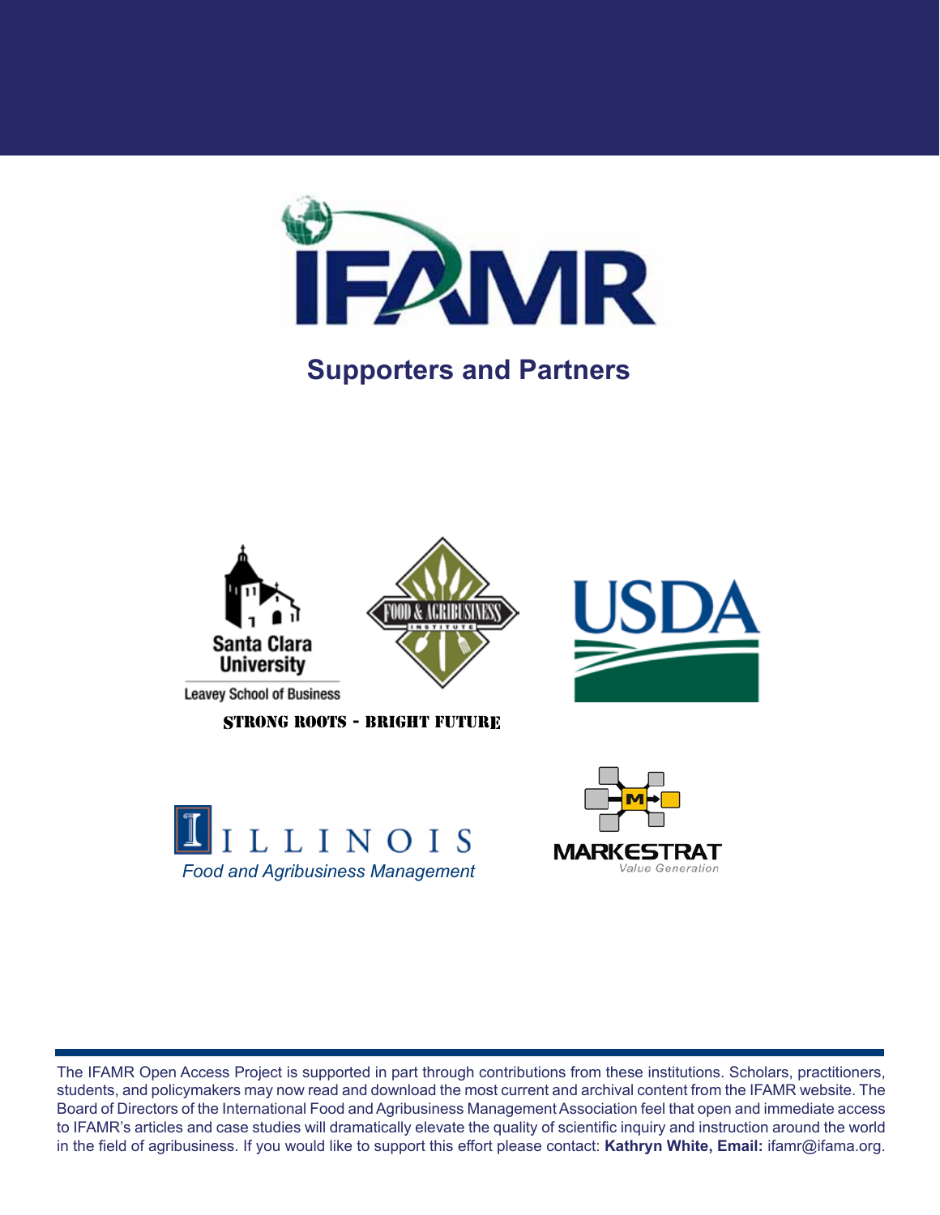IFAMR

## Supporters and Partners

Santa Clara University

Leavey School of Business

FOOD & AGRIBUSINESS INSTITUTE

STRONG ROOTS - BRIGHT FUTURE

USDA

ILLINOIS

*Food and Agribusiness Management*

MARKESTRAT

*Value Generation*

The IFAMR Open Access Project is supported in part through contributions from these institutions. Scholars, practitioners, students, and policymakers may now read and download the most current and archival content from the IFAMR website. The Board of Directors of the International Food and Agribusiness Management Association feel that open and immediate access to IFAMR's articles and case studies will dramatically elevate the quality of scientific inquiry and instruction around the world in the field of agribusiness. If you would like to support this effort please contact: **Kathryn White, Email:** ifamr@ifama.org.